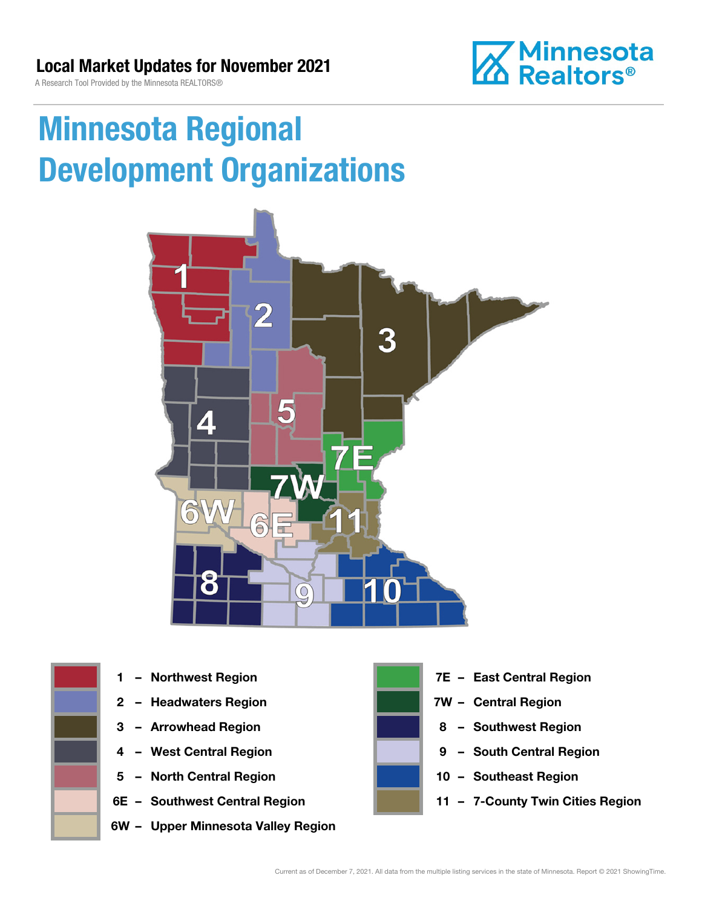## Local Market Updates for November 2021

A Research Tool Provided by the Minnesota REALTORS®

# Minnesota Regional Development Organizations

- 1 – Northwest Region
- 2 – Headwaters Region
- 3 – Arrowhead Region
- 4 – West Central Region
- 5 – North Central Region
- 6E – Southwest Central Region
- 6W – Upper Minnesota Valley Region
- 7E – East Central Region
- 7W – Central Region
- 8 – Southwest Region
- 9 – South Central Region
- 10 – Southeast Region
- 11 – 7-County Twin Cities Region

Current as of December 7, 2021. All data from the multiple listing services in the state of Minnesota. Report © 2021 ShowingTime.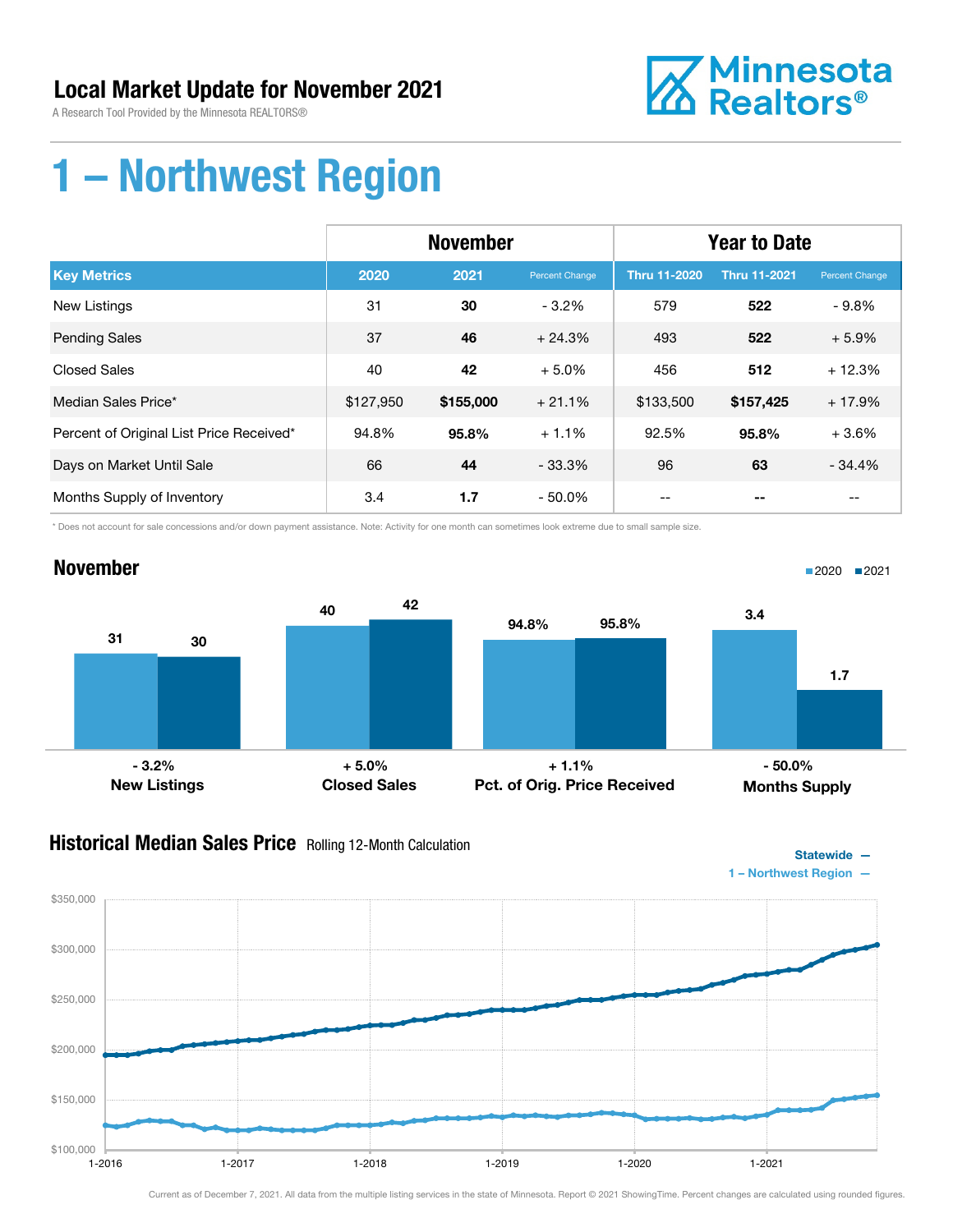# Local Market Update for November 2021

A Research Tool Provided by the Minnesota REALTORS®

Minnesota Realtors®

# 1 – Northwest Region

| | November | | | Year to Date | | |
|---|---|---|---|---|---|---|
| **Key Metrics** | **2020** | **2021** | **Percent Change** | **Thru 11-2020** | **Thru 11-2021** | **Percent Change** |
| New Listings | 31 | **30** | - 3.2% | 579 | **522** | - 9.8% |
| Pending Sales | 37 | **46** | + 24.3% | 493 | **522** | + 5.9% |
| Closed Sales | 40 | **42** | + 5.0% | 456 | **512** | + 12.3% |
| Median Sales Price* | $127,950 | **$155,000** | + 21.1% | $133,500 | **$157,425** | + 17.9% |
| Percent of Original List Price Received* | 94.8% | **95.8%** | + 1.1% | 92.5% | **95.8%** | + 3.6% |
| Days on Market Until Sale | 66 | **44** | - 33.3% | 96 | **63** | - 34.4% |
| Months Supply of Inventory | 3.4 | **1.7** | - 50.0% | -- | **--** | -- |

\* Does not account for sale concessions and/or down payment assistance. Note: Activity for one month can sometimes look extreme due to small sample size.

## November

2020 ■ 2021 ■

| | 2020 | 2021 | Change |
|---|---|---|---|
| New Listings | 31 | 30 | - 3.2% |
| Closed Sales | 40 | 42 | + 5.0% |
| Pct. of Orig. Price Received | 94.8% | 95.8% | + 1.1% |
| Months Supply | 3.4 | 1.7 | - 50.0% |

## Historical Median Sales Price Rolling 12-Month Calculation

Statewide —
1 – Northwest Region —

Current as of December 7, 2021. All data from the multiple listing services in the state of Minnesota. Report © 2021 ShowingTime. Percent changes are calculated using rounded figures.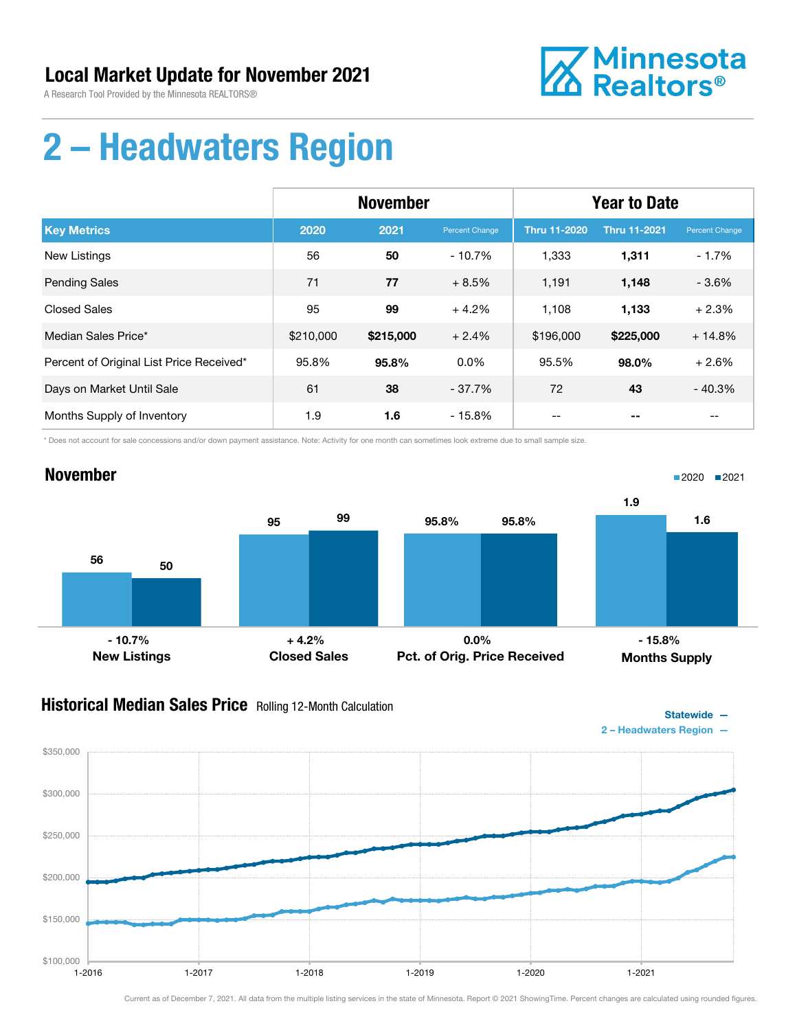# Local Market Update for November 2021

A Research Tool Provided by the Minnesota REALTORS®

Minnesota Realtors®

# 2 – Headwaters Region

| | November | | | Year to Date | | |
|---|---|---|---|---|---|---|
| **Key Metrics** | **2020** | **2021** | **Percent Change** | **Thru 11-2020** | **Thru 11-2021** | **Percent Change** |
| New Listings | 56 | **50** | - 10.7% | 1,333 | **1,311** | - 1.7% |
| Pending Sales | 71 | **77** | + 8.5% | 1,191 | **1,148** | - 3.6% |
| Closed Sales | 95 | **99** | + 4.2% | 1,108 | **1,133** | + 2.3% |
| Median Sales Price* | $210,000 | **$215,000** | + 2.4% | $196,000 | **$225,000** | + 14.8% |
| Percent of Original List Price Received* | 95.8% | **95.8%** | 0.0% | 95.5% | **98.0%** | + 2.6% |
| Days on Market Until Sale | 61 | **38** | - 37.7% | 72 | **43** | - 40.3% |
| Months Supply of Inventory | 1.9 | **1.6** | - 15.8% | -- | **--** | -- |

\* Does not account for sale concessions and/or down payment assistance. Note: Activity for one month can sometimes look extreme due to small sample size.

## November

| | 2020 | 2021 | Change |
|---|---|---|---|
| New Listings | 56 | 50 | - 10.7% |
| Closed Sales | 95 | 99 | + 4.2% |
| Pct. of Orig. Price Received | 95.8% | 95.8% | 0.0% |
| Months Supply | 1.9 | 1.6 | - 15.8% |

## Historical Median Sales Price Rolling 12-Month Calculation

Statewide —
2 – Headwaters Region —

Current as of December 7, 2021. All data from the multiple listing services in the state of Minnesota. Report © 2021 ShowingTime. Percent changes are calculated using rounded figures.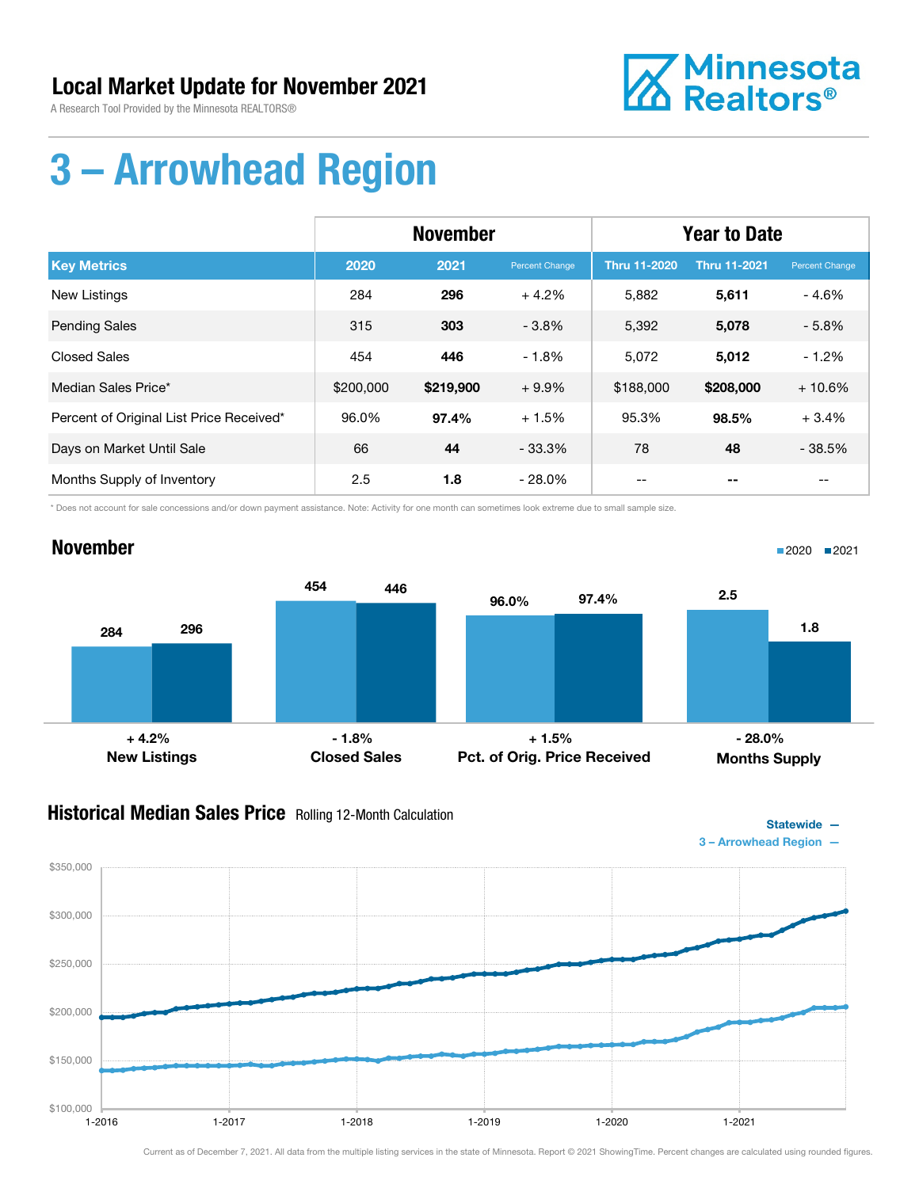# Local Market Update for November 2021

A Research Tool Provided by the Minnesota REALTORS®

Minnesota Realtors®

# 3 – Arrowhead Region

| | November | | | Year to Date | | |
|---|---|---|---|---|---|---|
| **Key Metrics** | **2020** | **2021** | **Percent Change** | **Thru 11-2020** | **Thru 11-2021** | **Percent Change** |
| New Listings | 284 | **296** | + 4.2% | 5,882 | **5,611** | - 4.6% |
| Pending Sales | 315 | **303** | - 3.8% | 5,392 | **5,078** | - 5.8% |
| Closed Sales | 454 | **446** | - 1.8% | 5,072 | **5,012** | - 1.2% |
| Median Sales Price* | $200,000 | **$219,900** | + 9.9% | $188,000 | **$208,000** | + 10.6% |
| Percent of Original List Price Received* | 96.0% | **97.4%** | + 1.5% | 95.3% | **98.5%** | + 3.4% |
| Days on Market Until Sale | 66 | **44** | - 33.3% | 78 | **48** | - 38.5% |
| Months Supply of Inventory | 2.5 | **1.8** | - 28.0% | -- | **--** | -- |

\* Does not account for sale concessions and/or down payment assistance. Note: Activity for one month can sometimes look extreme due to small sample size.

## November

■2020 ■2021

| | 2020 | 2021 | Change |
|---|---|---|---|
| New Listings | 284 | 296 | + 4.2% |
| Closed Sales | 454 | 446 | - 1.8% |
| Pct. of Orig. Price Received | 96.0% | 97.4% | + 1.5% |
| Months Supply | 2.5 | 1.8 | - 28.0% |

## Historical Median Sales Price Rolling 12-Month Calculation

Statewide —
3 – Arrowhead Region —

Current as of December 7, 2021. All data from the multiple listing services in the state of Minnesota. Report © 2021 ShowingTime. Percent changes are calculated using rounded figures.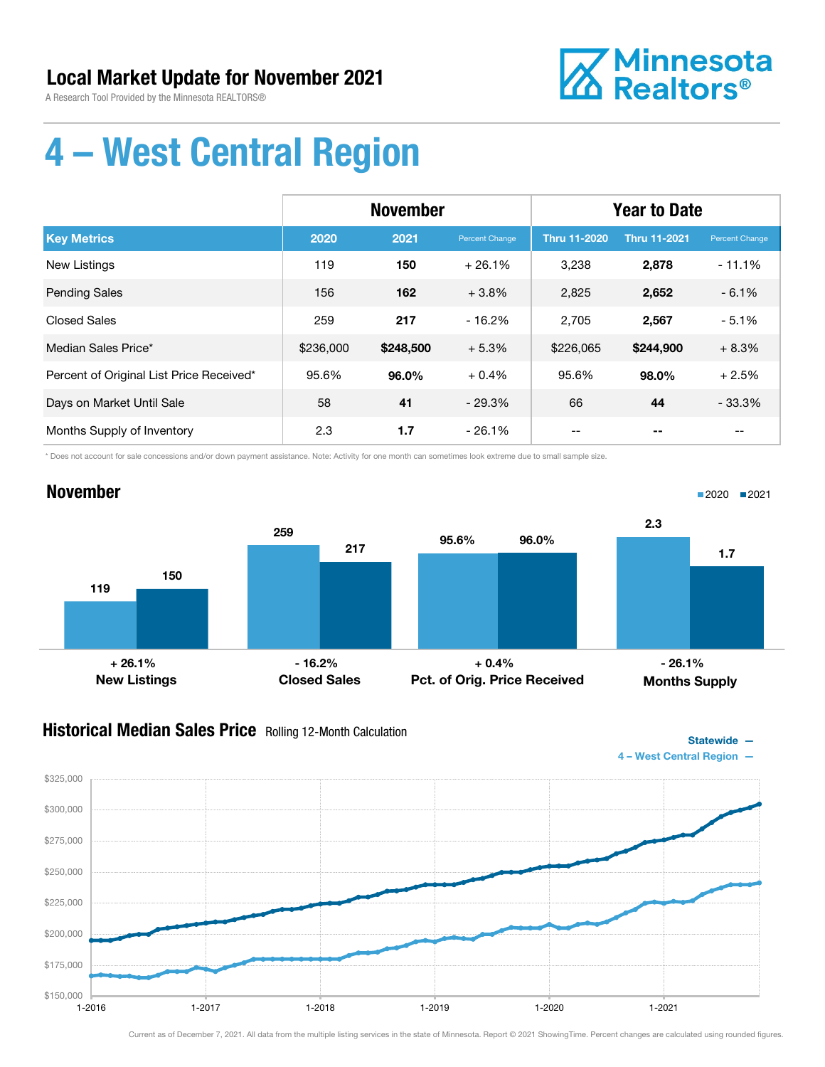# Local Market Update for November 2021

A Research Tool Provided by the Minnesota REALTORS®

Minnesota Realtors®

# 4 – West Central Region

| | November | | | Year to Date | | |
|---|---|---|---|---|---|---|
| **Key Metrics** | **2020** | **2021** | **Percent Change** | **Thru 11-2020** | **Thru 11-2021** | **Percent Change** |
| New Listings | 119 | **150** | + 26.1% | 3,238 | **2,878** | - 11.1% |
| Pending Sales | 156 | **162** | + 3.8% | 2,825 | **2,652** | - 6.1% |
| Closed Sales | 259 | **217** | - 16.2% | 2,705 | **2,567** | - 5.1% |
| Median Sales Price* | $236,000 | **$248,500** | + 5.3% | $226,065 | **$244,900** | + 8.3% |
| Percent of Original List Price Received* | 95.6% | **96.0%** | + 0.4% | 95.6% | **98.0%** | + 2.5% |
| Days on Market Until Sale | 58 | **41** | - 29.3% | 66 | **44** | - 33.3% |
| Months Supply of Inventory | 2.3 | **1.7** | - 26.1% | -- | **--** | -- |

\* Does not account for sale concessions and/or down payment assistance. Note: Activity for one month can sometimes look extreme due to small sample size.

## November

| | 2020 | 2021 | Change |
|---|---|---|---|
| New Listings | 119 | 150 | + 26.1% |
| Closed Sales | 259 | 217 | - 16.2% |
| Pct. of Orig. Price Received | 95.6% | 96.0% | + 0.4% |
| Months Supply | 2.3 | 1.7 | - 26.1% |

## Historical Median Sales Price Rolling 12-Month Calculation

Statewide —
4 – West Central Region —

Current as of December 7, 2021. All data from the multiple listing services in the state of Minnesota. Report © 2021 ShowingTime. Percent changes are calculated using rounded figures.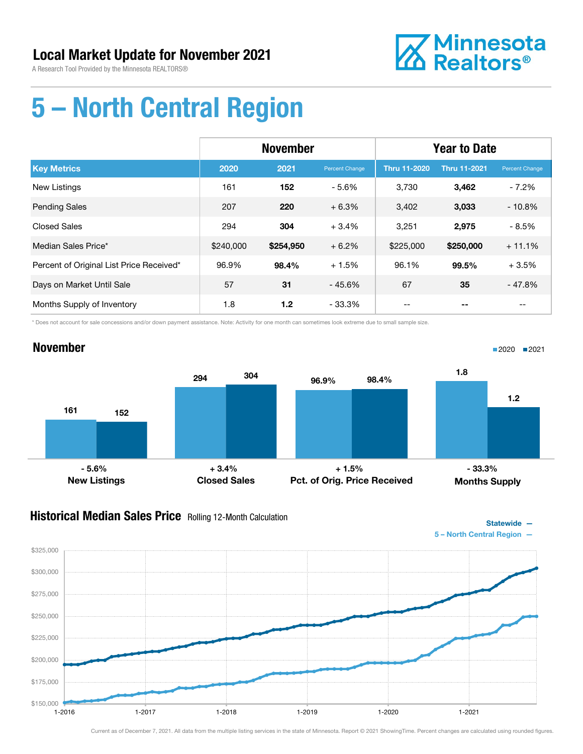# Local Market Update for November 2021

A Research Tool Provided by the Minnesota REALTORS®

Minnesota Realtors®

# 5 – North Central Region

| | November | | | Year to Date | | |
|---|---|---|---|---|---|---|
| **Key Metrics** | **2020** | **2021** | **Percent Change** | **Thru 11-2020** | **Thru 11-2021** | **Percent Change** |
| New Listings | 161 | **152** | - 5.6% | 3,730 | **3,462** | - 7.2% |
| Pending Sales | 207 | **220** | + 6.3% | 3,402 | **3,033** | - 10.8% |
| Closed Sales | 294 | **304** | + 3.4% | 3,251 | **2,975** | - 8.5% |
| Median Sales Price* | $240,000 | **$254,950** | + 6.2% | $225,000 | **$250,000** | + 11.1% |
| Percent of Original List Price Received* | 96.9% | **98.4%** | + 1.5% | 96.1% | **99.5%** | + 3.5% |
| Days on Market Until Sale | 57 | **31** | - 45.6% | 67 | **35** | - 47.8% |
| Months Supply of Inventory | 1.8 | **1.2** | - 33.3% | -- | **--** | -- |

\* Does not account for sale concessions and/or down payment assistance. Note: Activity for one month can sometimes look extreme due to small sample size.

## November

■2020 ■2021

| | 2020 | 2021 | Change |
|---|---|---|---|
| New Listings | 161 | 152 | - 5.6% |
| Closed Sales | 294 | 304 | + 3.4% |
| Pct. of Orig. Price Received | 96.9% | 98.4% | + 1.5% |
| Months Supply | 1.8 | 1.2 | - 33.3% |

## Historical Median Sales Price Rolling 12-Month Calculation

Statewide —
5 – North Central Region —

Current as of December 7, 2021. All data from the multiple listing services in the state of Minnesota. Report © 2021 ShowingTime. Percent changes are calculated using rounded figures.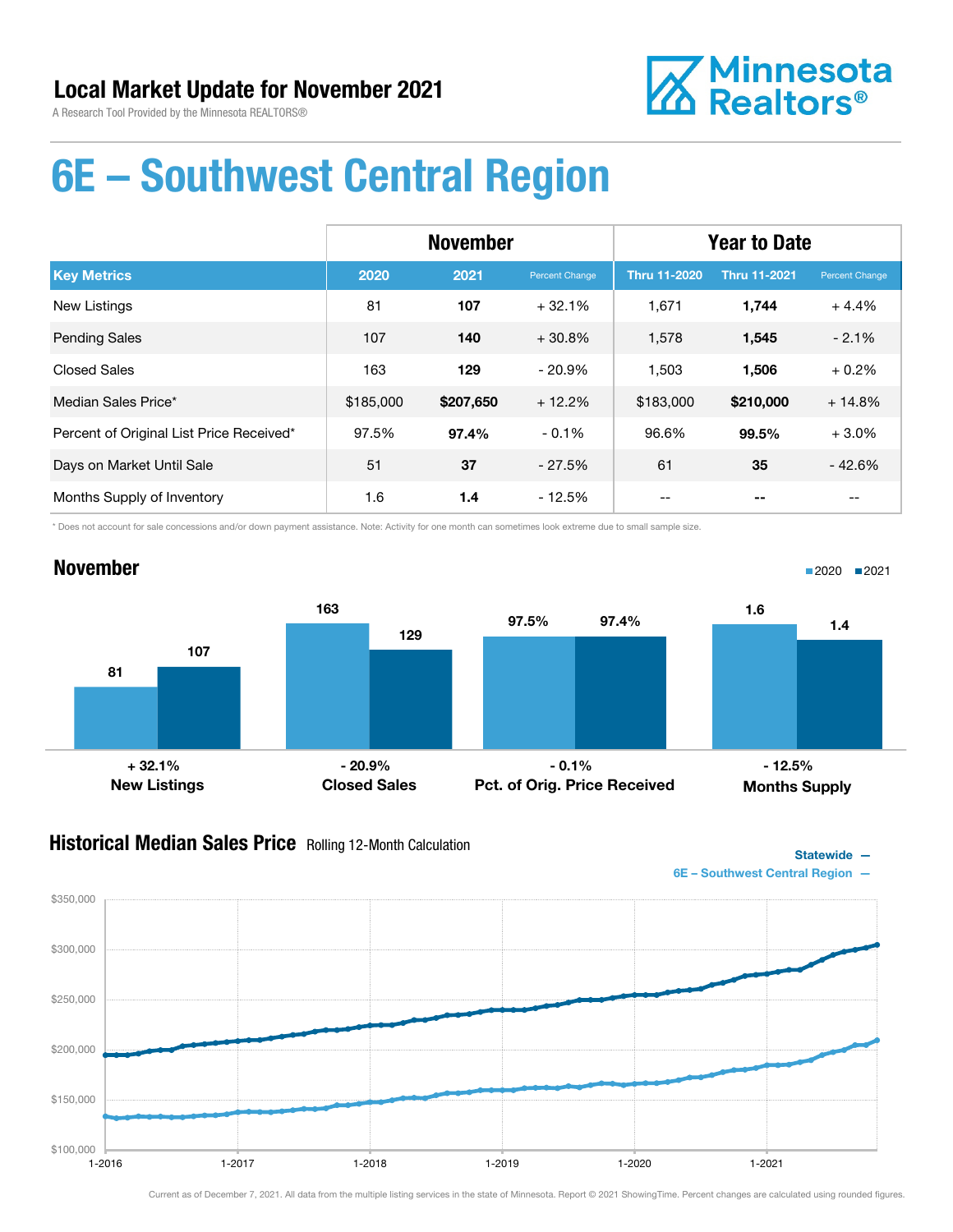# Local Market Update for November 2021

A Research Tool Provided by the Minnesota REALTORS®

Minnesota Realtors®

# 6E – Southwest Central Region

| | November | | | Year to Date | | |
|---|---|---|---|---|---|---|
| **Key Metrics** | **2020** | **2021** | **Percent Change** | **Thru 11-2020** | **Thru 11-2021** | **Percent Change** |
| New Listings | 81 | **107** | + 32.1% | 1,671 | **1,744** | + 4.4% |
| Pending Sales | 107 | **140** | + 30.8% | 1,578 | **1,545** | - 2.1% |
| Closed Sales | 163 | **129** | - 20.9% | 1,503 | **1,506** | + 0.2% |
| Median Sales Price* | $185,000 | **$207,650** | + 12.2% | $183,000 | **$210,000** | + 14.8% |
| Percent of Original List Price Received* | 97.5% | **97.4%** | - 0.1% | 96.6% | **99.5%** | + 3.0% |
| Days on Market Until Sale | 51 | **37** | - 27.5% | 61 | **35** | - 42.6% |
| Months Supply of Inventory | 1.6 | **1.4** | - 12.5% | -- | **--** | -- |

\* Does not account for sale concessions and/or down payment assistance. Note: Activity for one month can sometimes look extreme due to small sample size.

## November

2020 ■ 2021 ■

| | 2020 | 2021 | Change |
|---|---|---|---|
| New Listings | 81 | 107 | + 32.1% |
| Closed Sales | 163 | 129 | - 20.9% |
| Pct. of Orig. Price Received | 97.5% | 97.4% | - 0.1% |
| Months Supply | 1.6 | 1.4 | - 12.5% |

## Historical Median Sales Price Rolling 12-Month Calculation

Statewide —
6E – Southwest Central Region —

Current as of December 7, 2021. All data from the multiple listing services in the state of Minnesota. Report © 2021 ShowingTime. Percent changes are calculated using rounded figures.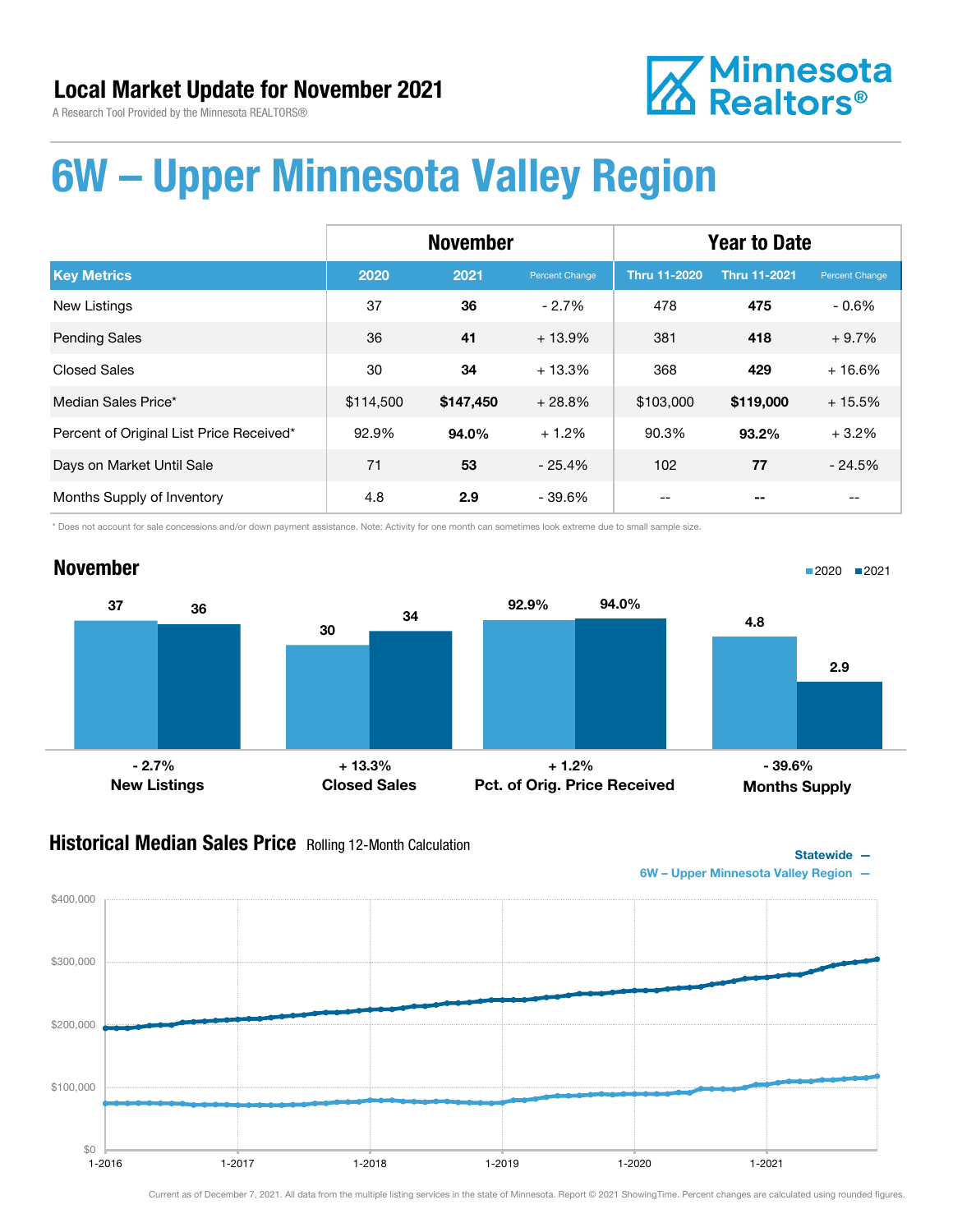## Local Market Update for November 2021

A Research Tool Provided by the Minnesota REALTORS®

Minnesota Realtors®

# 6W – Upper Minnesota Valley Region

| | November | | | Year to Date | | |
|---|---|---|---|---|---|---|
| **Key Metrics** | **2020** | **2021** | **Percent Change** | **Thru 11-2020** | **Thru 11-2021** | **Percent Change** |
| New Listings | 37 | **36** | - 2.7% | 478 | **475** | - 0.6% |
| Pending Sales | 36 | **41** | + 13.9% | 381 | **418** | + 9.7% |
| Closed Sales | 30 | **34** | + 13.3% | 368 | **429** | + 16.6% |
| Median Sales Price* | $114,500 | **$147,450** | + 28.8% | $103,000 | **$119,000** | + 15.5% |
| Percent of Original List Price Received* | 92.9% | **94.0%** | + 1.2% | 90.3% | **93.2%** | + 3.2% |
| Days on Market Until Sale | 71 | **53** | - 25.4% | 102 | **77** | - 24.5% |
| Months Supply of Inventory | 4.8 | **2.9** | - 39.6% | -- | **--** | -- |

\* Does not account for sale concessions and/or down payment assistance. Note: Activity for one month can sometimes look extreme due to small sample size.

## November

■2020 ■2021

| | 2020 | 2021 | Change |
|---|---|---|---|
| New Listings | 37 | 36 | - 2.7% |
| Closed Sales | 30 | 34 | + 13.3% |
| Pct. of Orig. Price Received | 92.9% | 94.0% | + 1.2% |
| Months Supply | 4.8 | 2.9 | - 39.6% |

## Historical Median Sales Price Rolling 12-Month Calculation

Statewide —
6W – Upper Minnesota Valley Region —

Current as of December 7, 2021. All data from the multiple listing services in the state of Minnesota. Report © 2021 ShowingTime. Percent changes are calculated using rounded figures.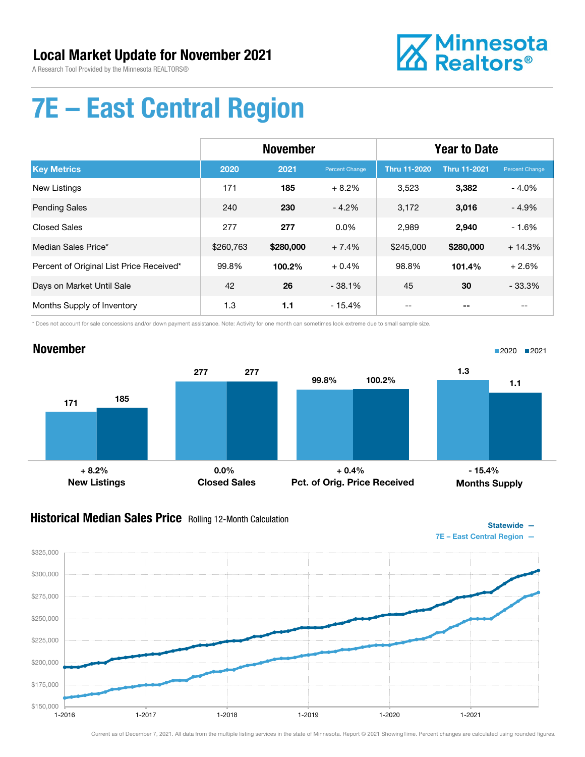# Local Market Update for November 2021

A Research Tool Provided by the Minnesota REALTORS®

Minnesota Realtors®

# 7E – East Central Region

| Key Metrics | November 2020 | November 2021 | Percent Change | Year to Date Thru 11-2020 | Year to Date Thru 11-2021 | Percent Change |
|---|---|---|---|---|---|---|
| New Listings | 171 | **185** | + 8.2% | 3,523 | **3,382** | - 4.0% |
| Pending Sales | 240 | **230** | - 4.2% | 3,172 | **3,016** | - 4.9% |
| Closed Sales | 277 | **277** | 0.0% | 2,989 | **2,940** | - 1.6% |
| Median Sales Price* | $260,763 | **$280,000** | + 7.4% | $245,000 | **$280,000** | + 14.3% |
| Percent of Original List Price Received* | 99.8% | **100.2%** | + 0.4% | 98.8% | **101.4%** | + 2.6% |
| Days on Market Until Sale | 42 | **26** | - 38.1% | 45 | **30** | - 33.3% |
| Months Supply of Inventory | 1.3 | **1.1** | - 15.4% | -- | **--** | -- |

\* Does not account for sale concessions and/or down payment assistance. Note: Activity for one month can sometimes look extreme due to small sample size.

## November

2020 ■ 2021 ■

| | 2020 | 2021 | Change |
|---|---|---|---|
| New Listings | 171 | 185 | + 8.2% |
| Closed Sales | 277 | 277 | 0.0% |
| Pct. of Orig. Price Received | 99.8% | 100.2% | + 0.4% |
| Months Supply | 1.3 | 1.1 | - 15.4% |

## Historical Median Sales Price Rolling 12-Month Calculation

Statewide —
7E – East Central Region —

Current as of December 7, 2021. All data from the multiple listing services in the state of Minnesota. Report © 2021 ShowingTime. Percent changes are calculated using rounded figures.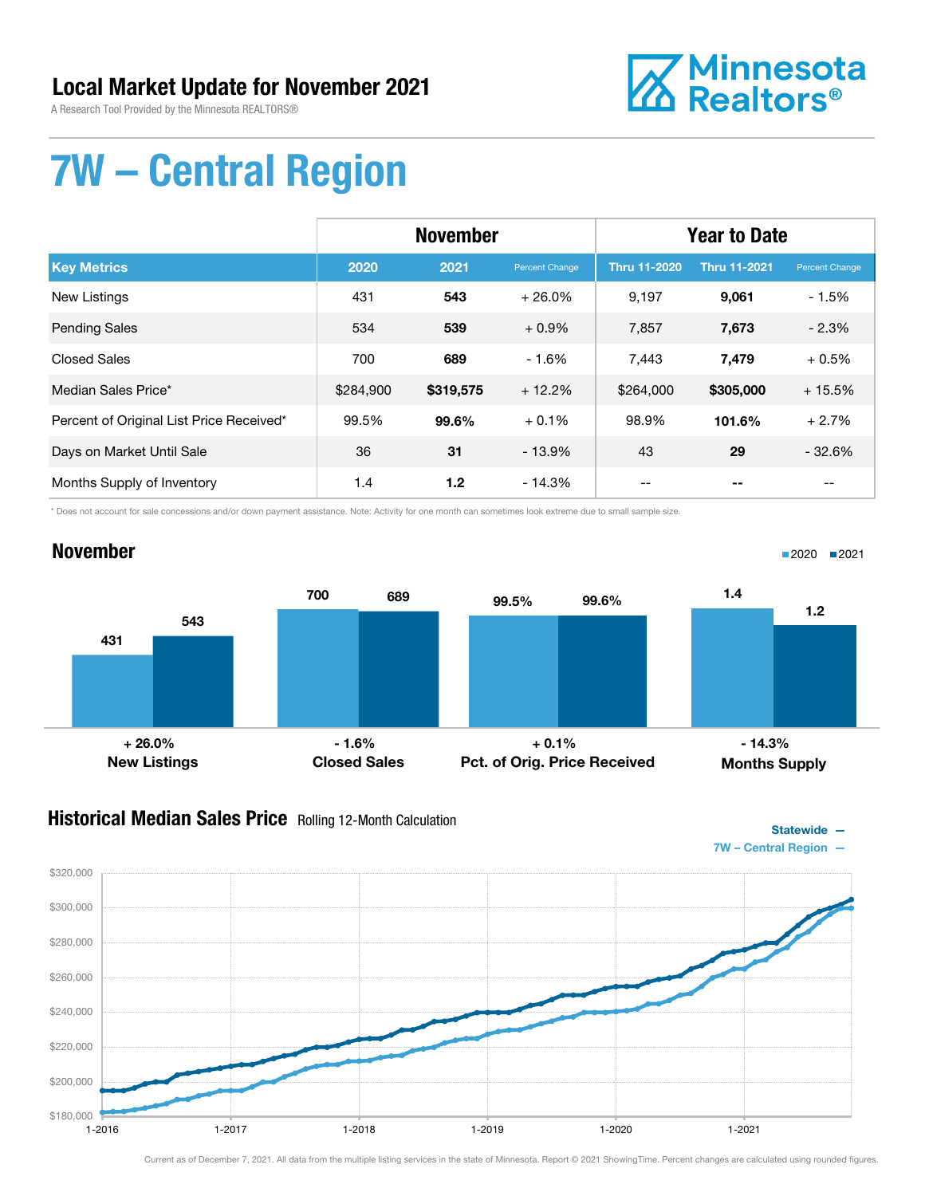# Local Market Update for November 2021

A Research Tool Provided by the Minnesota REALTORS®

Minnesota Realtors®

# 7W – Central Region

| | November | | | Year to Date | | |
|---|---|---|---|---|---|---|
| **Key Metrics** | **2020** | **2021** | **Percent Change** | **Thru 11-2020** | **Thru 11-2021** | **Percent Change** |
| New Listings | 431 | **543** | + 26.0% | 9,197 | **9,061** | - 1.5% |
| Pending Sales | 534 | **539** | + 0.9% | 7,857 | **7,673** | - 2.3% |
| Closed Sales | 700 | **689** | - 1.6% | 7,443 | **7,479** | + 0.5% |
| Median Sales Price* | $284,900 | **$319,575** | + 12.2% | $264,000 | **$305,000** | + 15.5% |
| Percent of Original List Price Received* | 99.5% | **99.6%** | + 0.1% | 98.9% | **101.6%** | + 2.7% |
| Days on Market Until Sale | 36 | **31** | - 13.9% | 43 | **29** | - 32.6% |
| Months Supply of Inventory | 1.4 | **1.2** | - 14.3% | -- | **--** | -- |

\* Does not account for sale concessions and/or down payment assistance. Note: Activity for one month can sometimes look extreme due to small sample size.

## November

| | 2020 | 2021 | Change |
|---|---|---|---|
| New Listings | 431 | 543 | + 26.0% |
| Closed Sales | 700 | 689 | - 1.6% |
| Pct. of Orig. Price Received | 99.5% | 99.6% | + 0.1% |
| Months Supply | 1.4 | 1.2 | - 14.3% |

## Historical Median Sales Price Rolling 12-Month Calculation

Statewide —
7W – Central Region —

Current as of December 7, 2021. All data from the multiple listing services in the state of Minnesota. Report © 2021 ShowingTime. Percent changes are calculated using rounded figures.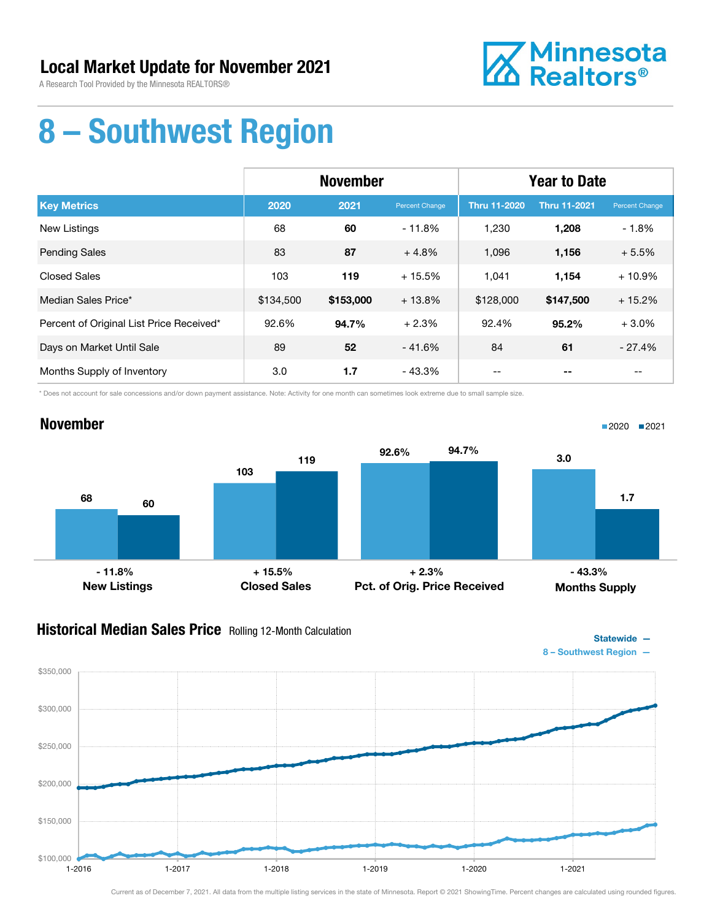# Local Market Update for November 2021

A Research Tool Provided by the Minnesota REALTORS®

# 8 – Southwest Region

| Key Metrics | November 2020 | November 2021 | Percent Change | Year to Date Thru 11-2020 | Year to Date Thru 11-2021 | Percent Change |
|---|---|---|---|---|---|---|
| New Listings | 68 | **60** | - 11.8% | 1,230 | **1,208** | - 1.8% |
| Pending Sales | 83 | **87** | + 4.8% | 1,096 | **1,156** | + 5.5% |
| Closed Sales | 103 | **119** | + 15.5% | 1,041 | **1,154** | + 10.9% |
| Median Sales Price* | $134,500 | **$153,000** | + 13.8% | $128,000 | **$147,500** | + 15.2% |
| Percent of Original List Price Received* | 92.6% | **94.7%** | + 2.3% | 92.4% | **95.2%** | + 3.0% |
| Days on Market Until Sale | 89 | **52** | - 41.6% | 84 | **61** | - 27.4% |
| Months Supply of Inventory | 3.0 | **1.7** | - 43.3% | -- | **--** | -- |

* Does not account for sale concessions and/or down payment assistance. Note: Activity for one month can sometimes look extreme due to small sample size.

## November

| | 2020 | 2021 | Change |
|---|---|---|---|
| New Listings | 68 | 60 | - 11.8% |
| Closed Sales | 103 | 119 | + 15.5% |
| Pct. of Orig. Price Received | 92.6% | 94.7% | + 2.3% |
| Months Supply | 3.0 | 1.7 | - 43.3% |

## Historical Median Sales Price Rolling 12-Month Calculation

Statewide —
8 – Southwest Region —

Current as of December 7, 2021. All data from the multiple listing services in the state of Minnesota. Report © 2021 ShowingTime. Percent changes are calculated using rounded figures.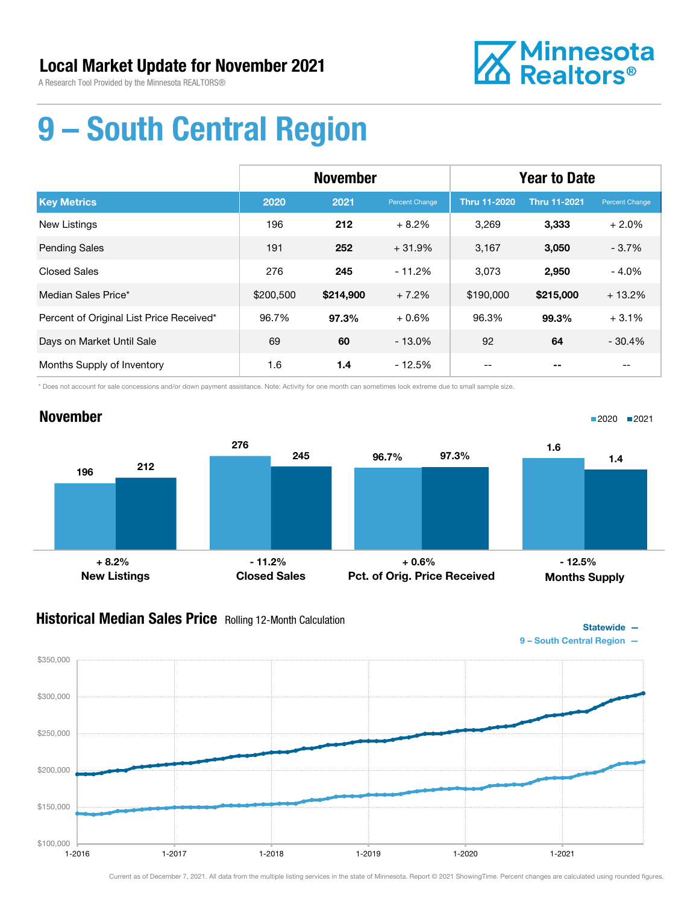# Local Market Update for November 2021

A Research Tool Provided by the Minnesota REALTORS®

Minnesota Realtors®

# 9 – South Central Region

| Key Metrics | November 2020 | November 2021 | Percent Change | YTD Thru 11-2020 | YTD Thru 11-2021 | Percent Change |
|---|---|---|---|---|---|---|
| New Listings | 196 | **212** | + 8.2% | 3,269 | **3,333** | + 2.0% |
| Pending Sales | 191 | **252** | + 31.9% | 3,167 | **3,050** | - 3.7% |
| Closed Sales | 276 | **245** | - 11.2% | 3,073 | **2,950** | - 4.0% |
| Median Sales Price* | $200,500 | **$214,900** | + 7.2% | $190,000 | **$215,000** | + 13.2% |
| Percent of Original List Price Received* | 96.7% | **97.3%** | + 0.6% | 96.3% | **99.3%** | + 3.1% |
| Days on Market Until Sale | 69 | **60** | - 13.0% | 92 | **64** | - 30.4% |
| Months Supply of Inventory | 1.6 | **1.4** | - 12.5% | -- | **--** | -- |

\* Does not account for sale concessions and/or down payment assistance. Note: Activity for one month can sometimes look extreme due to small sample size.

## November

| | 2020 | 2021 | Change |
|---|---|---|---|
| New Listings | 196 | 212 | + 8.2% |
| Closed Sales | 276 | 245 | - 11.2% |
| Pct. of Orig. Price Received | 96.7% | 97.3% | + 0.6% |
| Months Supply | 1.6 | 1.4 | - 12.5% |

## Historical Median Sales Price
Rolling 12-Month Calculation

Statewide —
9 – South Central Region —

Current as of December 7, 2021. All data from the multiple listing services in the state of Minnesota. Report © 2021 ShowingTime. Percent changes are calculated using rounded figures.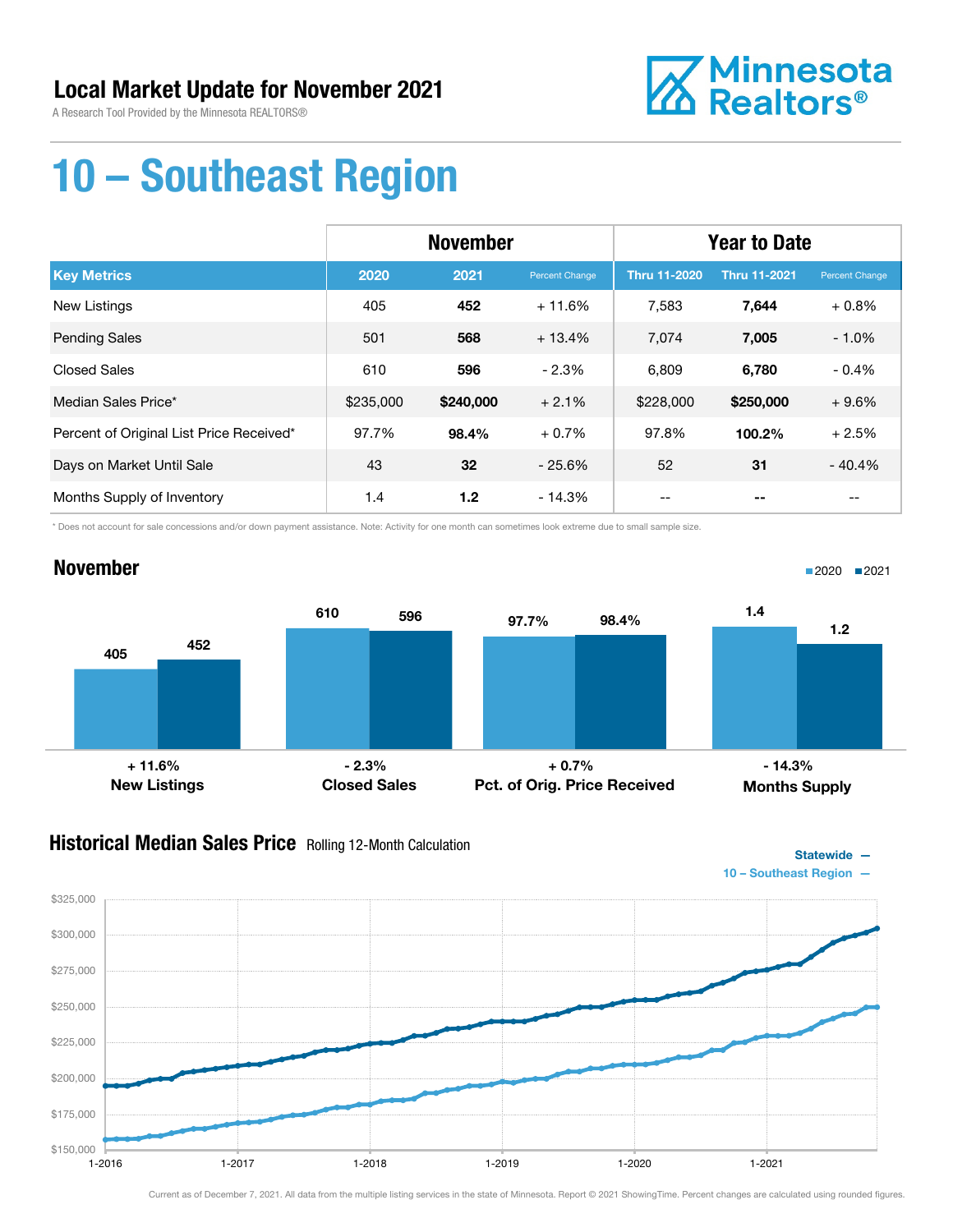# Local Market Update for November 2021

A Research Tool Provided by the Minnesota REALTORS®

Minnesota Realtors®

# 10 – Southeast Region

| | November | | | Year to Date | | |
|---|---|---|---|---|---|---|
| **Key Metrics** | **2020** | **2021** | **Percent Change** | **Thru 11-2020** | **Thru 11-2021** | **Percent Change** |
| New Listings | 405 | **452** | + 11.6% | 7,583 | **7,644** | + 0.8% |
| Pending Sales | 501 | **568** | + 13.4% | 7,074 | **7,005** | - 1.0% |
| Closed Sales | 610 | **596** | - 2.3% | 6,809 | **6,780** | - 0.4% |
| Median Sales Price* | $235,000 | **$240,000** | + 2.1% | $228,000 | **$250,000** | + 9.6% |
| Percent of Original List Price Received* | 97.7% | **98.4%** | + 0.7% | 97.8% | **100.2%** | + 2.5% |
| Days on Market Until Sale | 43 | **32** | - 25.6% | 52 | **31** | - 40.4% |
| Months Supply of Inventory | 1.4 | **1.2** | - 14.3% | -- | **--** | -- |

\* Does not account for sale concessions and/or down payment assistance. Note: Activity for one month can sometimes look extreme due to small sample size.

## November

2020 ■ 2021 ■

| | 2020 | 2021 | Change |
|---|---|---|---|
| New Listings | 405 | 452 | + 11.6% |
| Closed Sales | 610 | 596 | - 2.3% |
| Pct. of Orig. Price Received | 97.7% | 98.4% | + 0.7% |
| Months Supply | 1.4 | 1.2 | - 14.3% |

## Historical Median Sales Price
Rolling 12-Month Calculation

Statewide —
10 – Southeast Region —

Current as of December 7, 2021. All data from the multiple listing services in the state of Minnesota. Report © 2021 ShowingTime. Percent changes are calculated using rounded figures.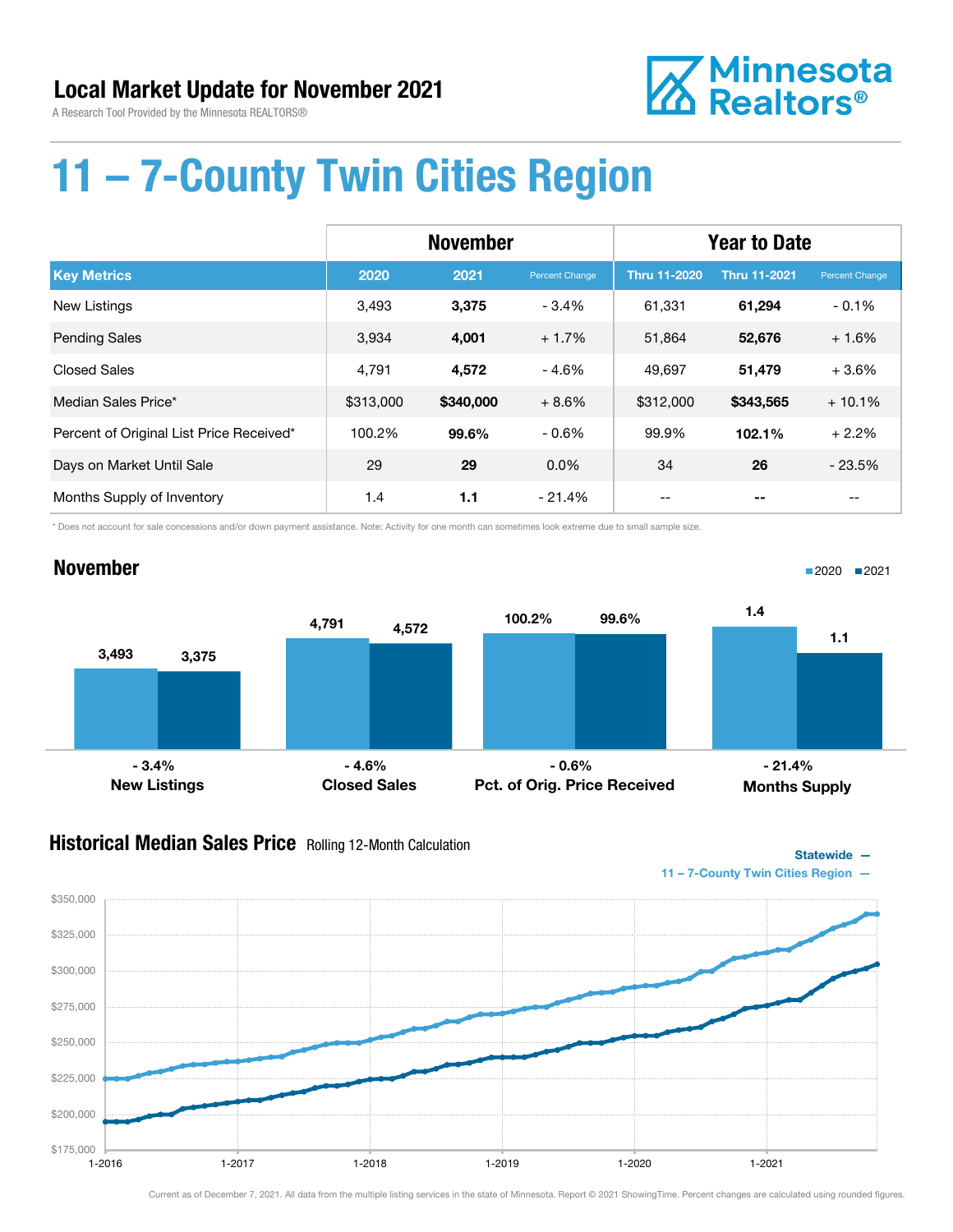## Local Market Update for November 2021

A Research Tool Provided by the Minnesota REALTORS®

Minnesota Realtors®

# 11 – 7-County Twin Cities Region

| | November | | | Year to Date | | |
|---|---|---|---|---|---|---|
| **Key Metrics** | **2020** | **2021** | **Percent Change** | **Thru 11-2020** | **Thru 11-2021** | **Percent Change** |
| New Listings | 3,493 | **3,375** | - 3.4% | 61,331 | **61,294** | - 0.1% |
| Pending Sales | 3,934 | **4,001** | + 1.7% | 51,864 | **52,676** | + 1.6% |
| Closed Sales | 4,791 | **4,572** | - 4.6% | 49,697 | **51,479** | + 3.6% |
| Median Sales Price* | $313,000 | **$340,000** | + 8.6% | $312,000 | **$343,565** | + 10.1% |
| Percent of Original List Price Received* | 100.2% | **99.6%** | - 0.6% | 99.9% | **102.1%** | + 2.2% |
| Days on Market Until Sale | 29 | **29** | 0.0% | 34 | **26** | - 23.5% |
| Months Supply of Inventory | 1.4 | **1.1** | - 21.4% | -- | **--** | -- |

\* Does not account for sale concessions and/or down payment assistance. Note: Activity for one month can sometimes look extreme due to small sample size.

## November

2020 2021

3,493 3,375
- 3.4%
**New Listings**

4,791 4,572
- 4.6%
**Closed Sales**

100.2% 99.6%
- 0.6%
**Pct. of Orig. Price Received**

1.4 1.1
- 21.4%
**Months Supply**

## Historical Median Sales Price Rolling 12-Month Calculation

Statewide —
11 – 7-County Twin Cities Region —

$350,000
$325,000
$300,000
$275,000
$250,000
$225,000
$200,000
$175,000

1-2016 1-2017 1-2018 1-2019 1-2020 1-2021

Current as of December 7, 2021. All data from the multiple listing services in the state of Minnesota. Report © 2021 ShowingTime. Percent changes are calculated using rounded figures.